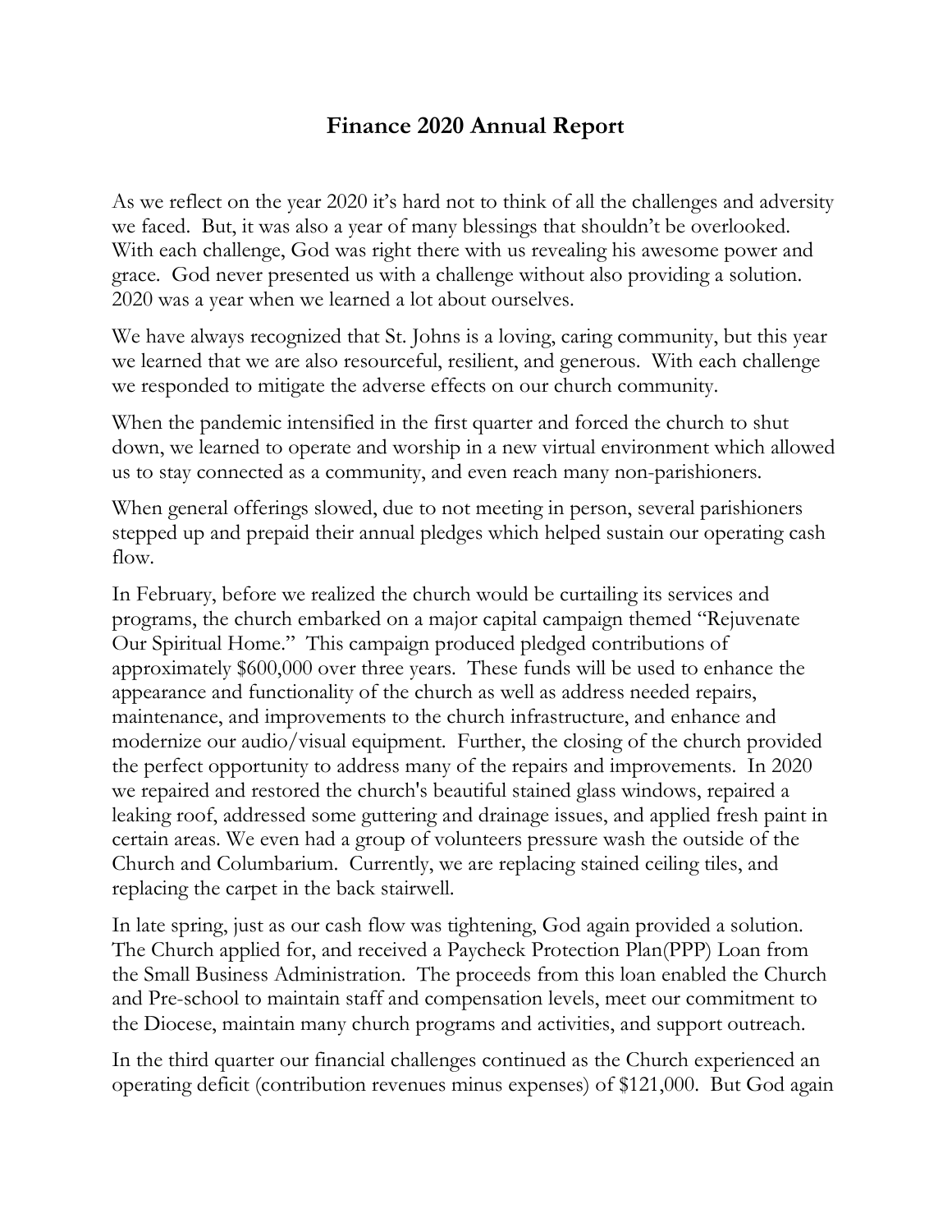# Finance 2020 Annual Report

As we reflect on the year 2020 it's hard not to think of all the challenges and adversity we faced. But, it was also a year of many blessings that shouldn't be overlooked. With each challenge, God was right there with us revealing his awesome power and grace. God never presented us with a challenge without also providing a solution. 2020 was a year when we learned a lot about ourselves.

We have always recognized that St. Johns is a loving, caring community, but this year we learned that we are also resourceful, resilient, and generous. With each challenge we responded to mitigate the adverse effects on our church community.

When the pandemic intensified in the first quarter and forced the church to shut down, we learned to operate and worship in a new virtual environment which allowed us to stay connected as a community, and even reach many non-parishioners.

When general offerings slowed, due to not meeting in person, several parishioners stepped up and prepaid their annual pledges which helped sustain our operating cash flow.

In February, before we realized the church would be curtailing its services and programs, the church embarked on a major capital campaign themed "Rejuvenate Our Spiritual Home." This campaign produced pledged contributions of approximately $600,000 over three years. These funds will be used to enhance the appearance and functionality of the church as well as address needed repairs, maintenance, and improvements to the church infrastructure, and enhance and modernize our audio/visual equipment. Further, the closing of the church provided the perfect opportunity to address many of the repairs and improvements. In 2020 we repaired and restored the church's beautiful stained glass windows, repaired a leaking roof, addressed some guttering and drainage issues, and applied fresh paint in certain areas. We even had a group of volunteers pressure wash the outside of the Church and Columbarium. Currently, we are replacing stained ceiling tiles, and replacing the carpet in the back stairwell.

In late spring, just as our cash flow was tightening, God again provided a solution. The Church applied for, and received a Paycheck Protection Plan(PPP) Loan from the Small Business Administration. The proceeds from this loan enabled the Church and Pre-school to maintain staff and compensation levels, meet our commitment to the Diocese, maintain many church programs and activities, and support outreach.

In the third quarter our financial challenges continued as the Church experienced an operating deficit (contribution revenues minus expenses) of $121,000. But God again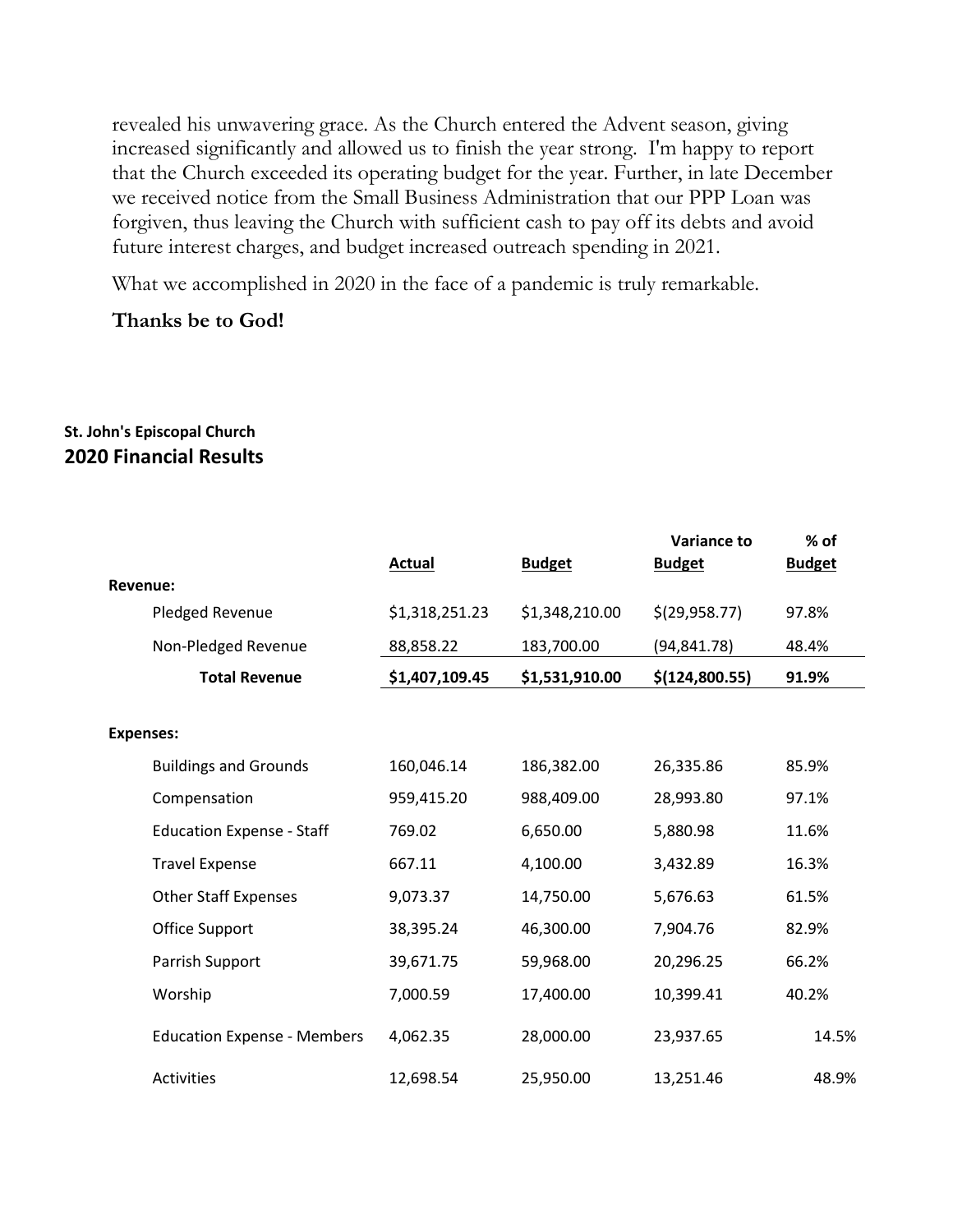revealed his unwavering grace. As the Church entered the Advent season, giving increased significantly and allowed us to finish the year strong. I'm happy to report that the Church exceeded its operating budget for the year. Further, in late December we received notice from the Small Business Administration that our PPP Loan was forgiven, thus leaving the Church with sufficient cash to pay off its debts and avoid future interest charges, and budget increased outreach spending in 2021.

What we accomplished in 2020 in the face of a pandemic is truly remarkable.

**Thanks be to God!**

**St. John's Episcopal Church**

## 2020 Financial Results

| | Actual | Budget | Variance to Budget | % of Budget |
|---|---|---|---|---|
| **Revenue:** | | | | |
| Pledged Revenue | $1,318,251.23 | $1,348,210.00 | $(29,958.77) | 97.8% |
| Non-Pledged Revenue | 88,858.22 | 183,700.00 | (94,841.78) | 48.4% |
| **Total Revenue** | **$1,407,109.45** | **$1,531,910.00** | **$(124,800.55)** | **91.9%** |
| **Expenses:** | | | | |
| Buildings and Grounds | 160,046.14 | 186,382.00 | 26,335.86 | 85.9% |
| Compensation | 959,415.20 | 988,409.00 | 28,993.80 | 97.1% |
| Education Expense - Staff | 769.02 | 6,650.00 | 5,880.98 | 11.6% |
| Travel Expense | 667.11 | 4,100.00 | 3,432.89 | 16.3% |
| Other Staff Expenses | 9,073.37 | 14,750.00 | 5,676.63 | 61.5% |
| Office Support | 38,395.24 | 46,300.00 | 7,904.76 | 82.9% |
| Parrish Support | 39,671.75 | 59,968.00 | 20,296.25 | 66.2% |
| Worship | 7,000.59 | 17,400.00 | 10,399.41 | 40.2% |
| Education Expense - Members | 4,062.35 | 28,000.00 | 23,937.65 | 14.5% |
| Activities | 12,698.54 | 25,950.00 | 13,251.46 | 48.9% |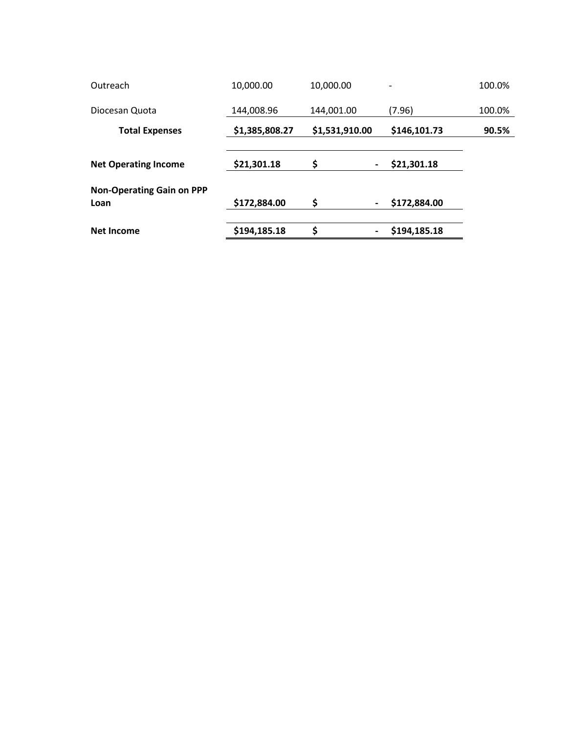| | | | | |
|---|---|---|---|---|
| Outreach | 10,000.00 | 10,000.00 | - | 100.0% |
| Diocesan Quota | 144,008.96 | 144,001.00 | (7.96) | 100.0% |
| **Total Expenses** | **$1,385,808.27** | **$1,531,910.00** | **$146,101.73** | **90.5%** |
| **Net Operating Income** | **$21,301.18** | **$ -** | **$21,301.18** | |
| **Non-Operating Gain on PPP Loan** | **$172,884.00** | **$ -** | **$172,884.00** | |
| **Net Income** | **$194,185.18** | **$ -** | **$194,185.18** | |